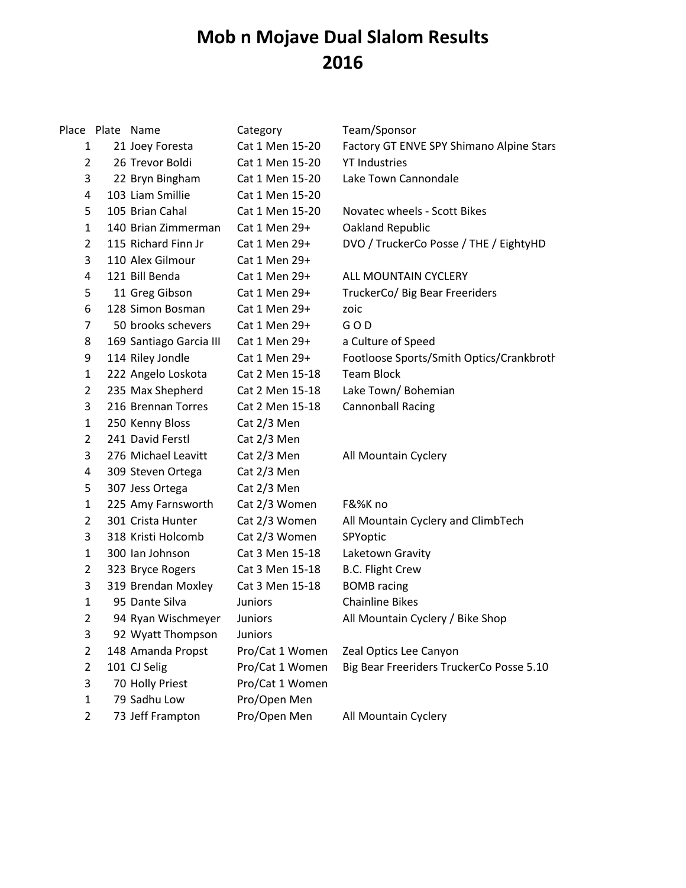# Mob n Mojave Dual Slalom Results
# 2016

| Place | Plate | Name | Category | Team/Sponsor |
|---|---|---|---|---|
| 1 | 21 | Joey Foresta | Cat 1 Men 15-20 | Factory GT ENVE SPY Shimano Alpine Stars |
| 2 | 26 | Trevor Boldi | Cat 1 Men 15-20 | YT Industries |
| 3 | 22 | Bryn Bingham | Cat 1 Men 15-20 | Lake Town Cannondale |
| 4 | 103 | Liam Smillie | Cat 1 Men 15-20 | |
| 5 | 105 | Brian Cahal | Cat 1 Men 15-20 | Novatec wheels - Scott Bikes |
| 1 | 140 | Brian Zimmerman | Cat 1 Men 29+ | Oakland Republic |
| 2 | 115 | Richard Finn Jr | Cat 1 Men 29+ | DVO / TruckerCo Posse / THE / EightyHD |
| 3 | 110 | Alex Gilmour | Cat 1 Men 29+ | |
| 4 | 121 | Bill Benda | Cat 1 Men 29+ | ALL MOUNTAIN CYCLERY |
| 5 | 11 | Greg Gibson | Cat 1 Men 29+ | TruckerCo/ Big Bear Freeriders |
| 6 | 128 | Simon Bosman | Cat 1 Men 29+ | zoic |
| 7 | 50 | brooks schevers | Cat 1 Men 29+ | G O D |
| 8 | 169 | Santiago Garcia III | Cat 1 Men 29+ | a Culture of Speed |
| 9 | 114 | Riley Jondle | Cat 1 Men 29+ | Footloose Sports/Smith Optics/Crankbroth |
| 1 | 222 | Angelo Loskota | Cat 2 Men 15-18 | Team Block |
| 2 | 235 | Max Shepherd | Cat 2 Men 15-18 | Lake Town/ Bohemian |
| 3 | 216 | Brennan Torres | Cat 2 Men 15-18 | Cannonball Racing |
| 1 | 250 | Kenny Bloss | Cat 2/3 Men | |
| 2 | 241 | David Ferstl | Cat 2/3 Men | |
| 3 | 276 | Michael Leavitt | Cat 2/3 Men | All Mountain Cyclery |
| 4 | 309 | Steven Ortega | Cat 2/3 Men | |
| 5 | 307 | Jess Ortega | Cat 2/3 Men | |
| 1 | 225 | Amy Farnsworth | Cat 2/3 Women | F&%K no |
| 2 | 301 | Crista Hunter | Cat 2/3 Women | All Mountain Cyclery and ClimbTech |
| 3 | 318 | Kristi Holcomb | Cat 2/3 Women | SPYoptic |
| 1 | 300 | Ian Johnson | Cat 3 Men 15-18 | Laketown Gravity |
| 2 | 323 | Bryce Rogers | Cat 3 Men 15-18 | B.C. Flight Crew |
| 3 | 319 | Brendan Moxley | Cat 3 Men 15-18 | BOMB racing |
| 1 | 95 | Dante Silva | Juniors | Chainline Bikes |
| 2 | 94 | Ryan Wischmeyer | Juniors | All Mountain Cyclery / Bike Shop |
| 3 | 92 | Wyatt Thompson | Juniors | |
| 2 | 148 | Amanda Propst | Pro/Cat 1 Women | Zeal Optics Lee Canyon |
| 2 | 101 | CJ Selig | Pro/Cat 1 Women | Big Bear Freeriders TruckerCo Posse 5.10 |
| 3 | 70 | Holly Priest | Pro/Cat 1 Women | |
| 1 | 79 | Sadhu Low | Pro/Open Men | |
| 2 | 73 | Jeff Frampton | Pro/Open Men | All Mountain Cyclery |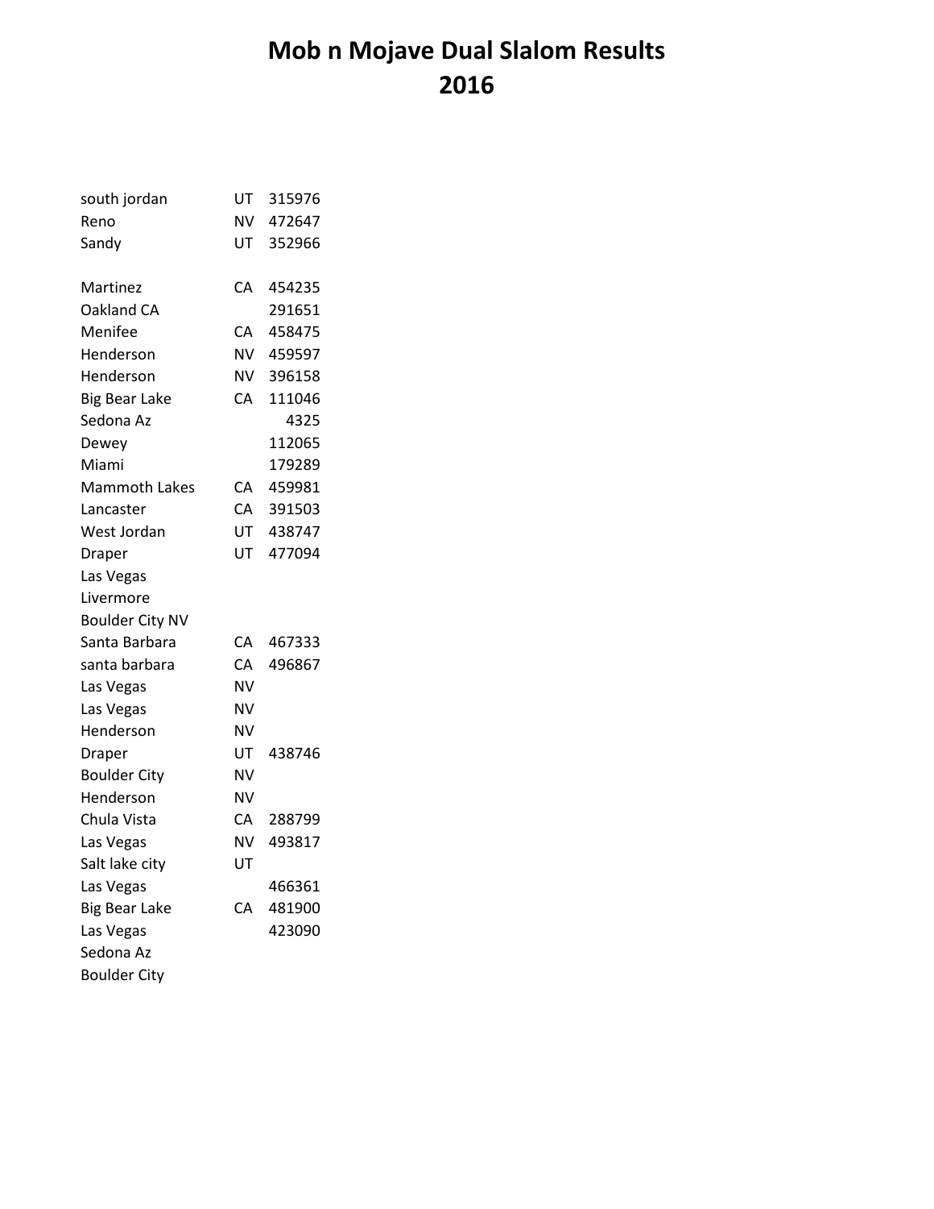# Mob n Mojave Dual Slalom Results
# 2016

| | | |
|---|---|---|
| south jordan | UT | 315976 |
| Reno | NV | 472647 |
| Sandy | UT | 352966 |
| | | |
| Martinez | CA | 454235 |
| Oakland CA | | 291651 |
| Menifee | CA | 458475 |
| Henderson | NV | 459597 |
| Henderson | NV | 396158 |
| Big Bear Lake | CA | 111046 |
| Sedona Az | | 4325 |
| Dewey | | 112065 |
| Miami | | 179289 |
| Mammoth Lakes | CA | 459981 |
| Lancaster | CA | 391503 |
| West Jordan | UT | 438747 |
| Draper | UT | 477094 |
| Las Vegas | | |
| Livermore | | |
| Boulder City NV | | |
| Santa Barbara | CA | 467333 |
| santa barbara | CA | 496867 |
| Las Vegas | NV | |
| Las Vegas | NV | |
| Henderson | NV | |
| Draper | UT | 438746 |
| Boulder City | NV | |
| Henderson | NV | |
| Chula Vista | CA | 288799 |
| Las Vegas | NV | 493817 |
| Salt lake city | UT | |
| Las Vegas | | 466361 |
| Big Bear Lake | CA | 481900 |
| Las Vegas | | 423090 |
| Sedona Az | | |
| Boulder City | | |